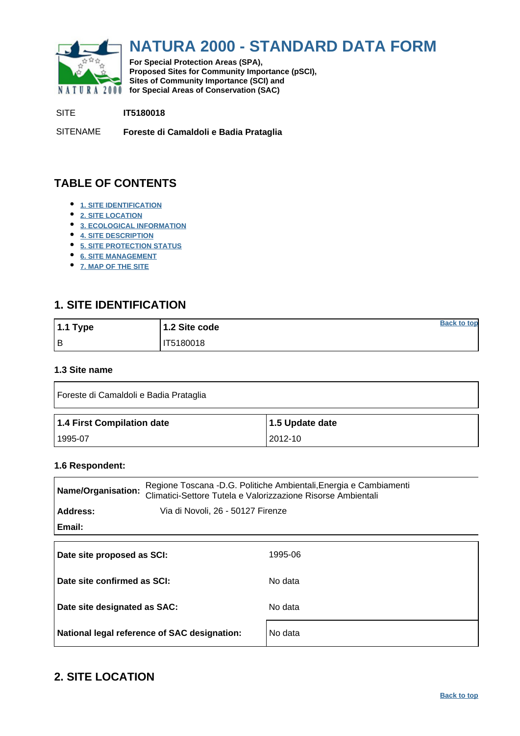# NATURA 2000 - STANDARD DATA FORM

**For Special Protection Areas (SPA),**
**Proposed Sites for Community Importance (pSCI),**
**Sites of Community Importance (SCI) and**
**for Special Areas of Conservation (SAC)**

SITE **IT5180018**

SITENAME **Foreste di Camaldoli e Badia Prataglia**

## TABLE OF CONTENTS

- 1. SITE IDENTIFICATION
- 2. SITE LOCATION
- 3. ECOLOGICAL INFORMATION
- 4. SITE DESCRIPTION
- 5. SITE PROTECTION STATUS
- 6. SITE MANAGEMENT
- 7. MAP OF THE SITE

## 1. SITE IDENTIFICATION

| 1.1 Type | 1.2 Site code |
|---|---|
| B | IT5180018 |

### 1.3 Site name

| Foreste di Camaldoli e Badia Prataglia |
|---|

| 1.4 First Compilation date | 1.5 Update date |
|---|---|
| 1995-07 | 2012-10 |

### 1.6 Respondent:

| | |
|---|---|
| **Name/Organisation:** | Regione Toscana -D.G. Politiche Ambientali,Energia e Cambiamenti Climatici-Settore Tutela e Valorizzazione Risorse Ambientali |
| **Address:** | Via di Novoli, 26 - 50127 Firenze |
| **Email:** | |

| | |
|---|---|
| **Date site proposed as SCI:** | 1995-06 |
| **Date site confirmed as SCI:** | No data |
| **Date site designated as SAC:** | No data |
| **National legal reference of SAC designation:** | No data |

## 2. SITE LOCATION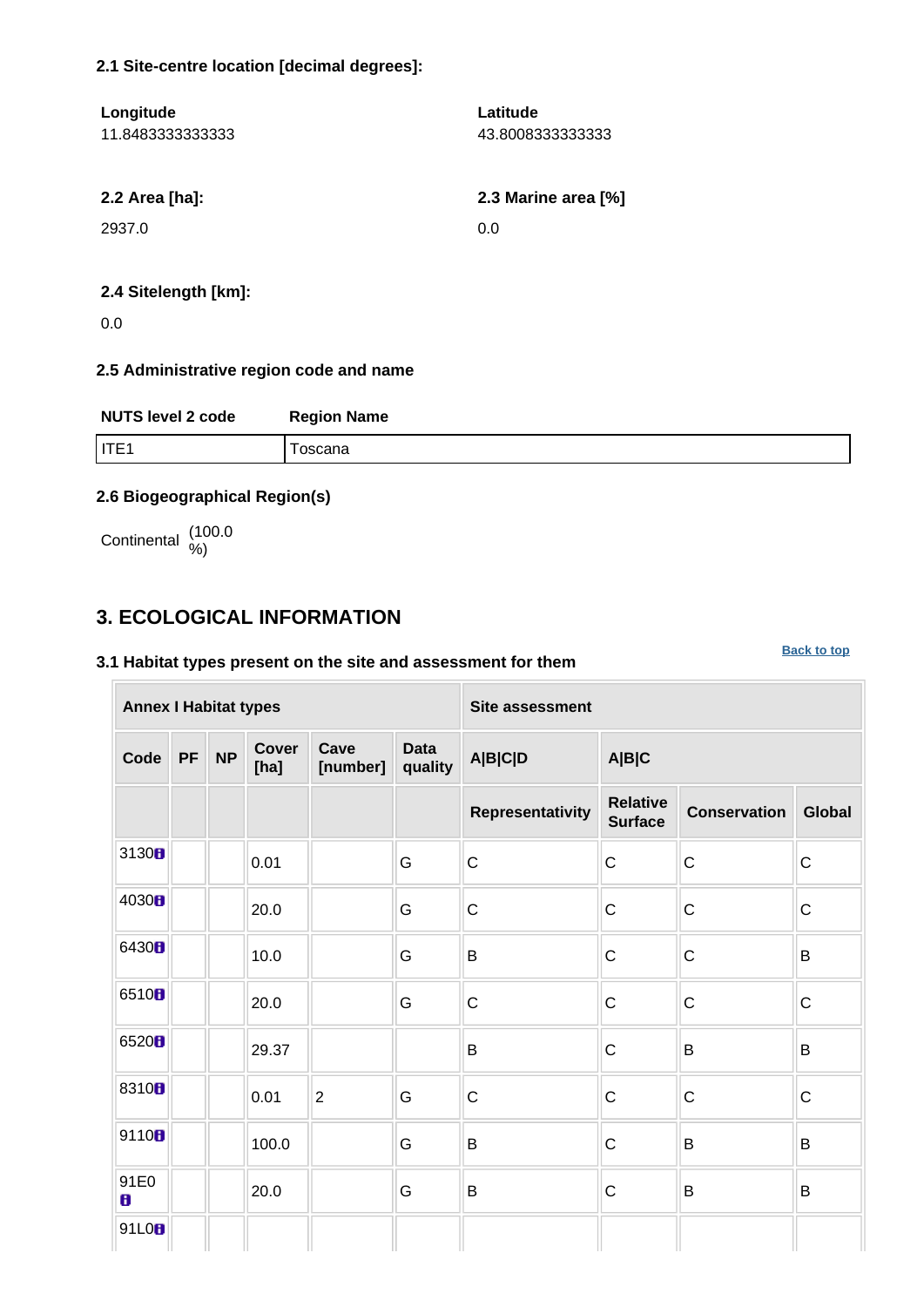### 2.1 Site-centre location [decimal degrees]:

| Longitude | Latitude |
|---|---|
| 11.8483333333333 | 43.8008333333333 |

| 2.2 Area [ha]: | 2.3 Marine area [%] |
|---|---|
| 2937.0 | 0.0 |

**2.4 Sitelength [km]:**

0.0

### 2.5 Administrative region code and name

| NUTS level 2 code | Region Name |
|---|---|
| ITE1 | Toscana |

### 2.6 Biogeographical Region(s)

Continental (100.0 %)

## 3. ECOLOGICAL INFORMATION

Back to top

### 3.1 Habitat types present on the site and assessment for them

| Annex I Habitat types | | | | | | Site assessment | | | |
|---|---|---|---|---|---|---|---|---|---|
| Code | PF | NP | Cover [ha] | Cave [number] | Data quality | A\|B\|C\|D | A\|B\|C | | |
| | | | | | | Representativity | Relative Surface | Conservation | Global |
| 3130 | | | 0.01 | | G | C | C | C | C |
| 4030 | | | 20.0 | | G | C | C | C | C |
| 6430 | | | 10.0 | | G | B | C | C | B |
| 6510 | | | 20.0 | | G | C | C | C | C |
| 6520 | | | 29.37 | | | B | C | B | B |
| 8310 | | | 0.01 | 2 | G | C | C | C | C |
| 9110 | | | 100.0 | | G | B | C | B | B |
| 91E0 | | | 20.0 | | G | B | C | B | B |
| 91L0 | | | | | | | | | |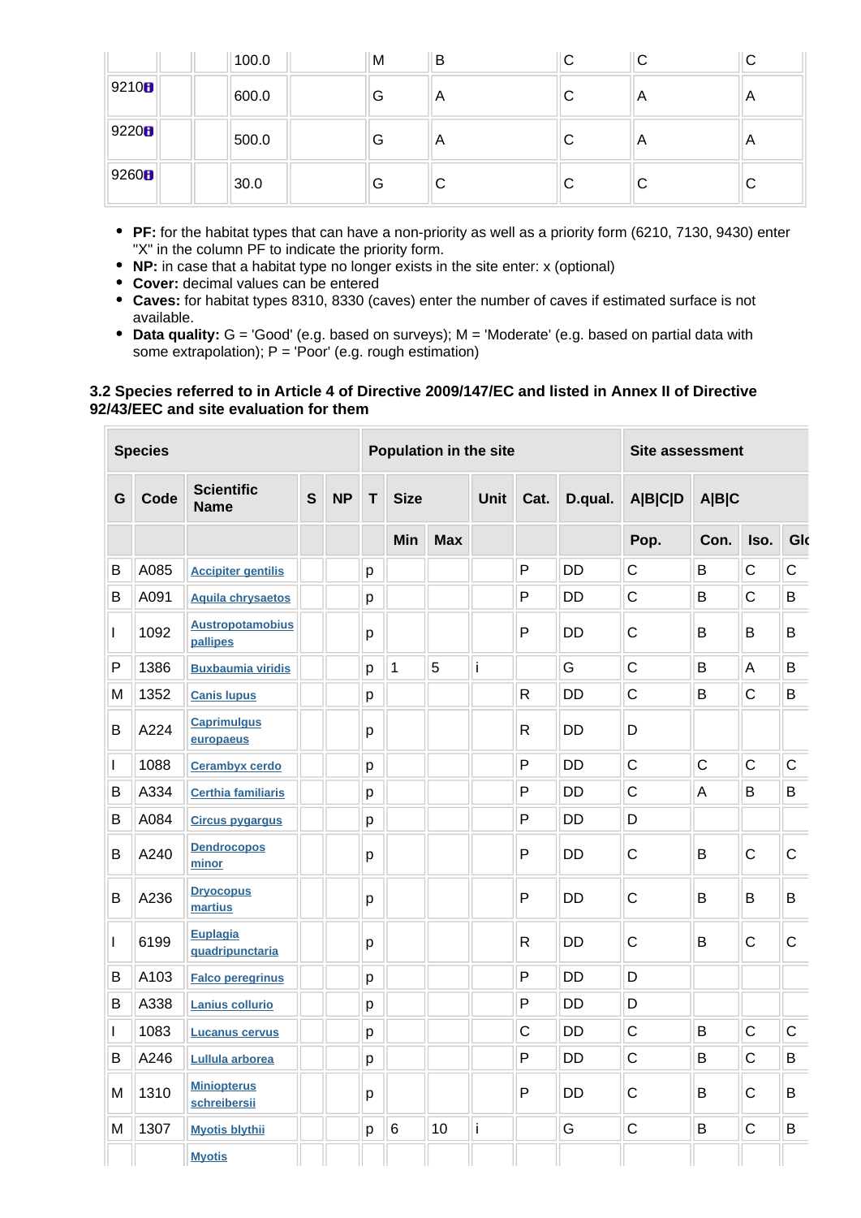| | | | 100.0 | | M | B | C | C | C |
|---|---|---|---|---|---|---|---|---|---|
| 9210 | | | 600.0 | | G | A | C | A | A |
| 9220 | | | 500.0 | | G | A | C | A | A |
| 9260 | | | 30.0 | | G | C | C | C | C |

- **PF:** for the habitat types that can have a non-priority as well as a priority form (6210, 7130, 9430) enter "X" in the column PF to indicate the priority form.
- **NP:** in case that a habitat type no longer exists in the site enter: x (optional)
- **Cover:** decimal values can be entered
- **Caves:** for habitat types 8310, 8330 (caves) enter the number of caves if estimated surface is not available.
- **Data quality:** G = 'Good' (e.g. based on surveys); M = 'Moderate' (e.g. based on partial data with some extrapolation); P = 'Poor' (e.g. rough estimation)

### 3.2 Species referred to in Article 4 of Directive 2009/147/EC and listed in Annex II of Directive 92/43/EEC and site evaluation for them

| Species | | | | | Population in the site | | | | | | Site assessment | | | |
|---|---|---|---|---|---|---|---|---|---|---|---|---|---|---|
| G | Code | Scientific Name | S | NP | T | Size | | Unit | Cat. | D.qual. | A\|B\|C\|D | A\|B\|C | | |
| | | | | | | Min | Max | | | | Pop. | Con. | Iso. | Glo |
| B | A085 | Accipiter gentilis | | | p | | | | P | DD | C | B | C | C |
| B | A091 | Aquila chrysaetos | | | p | | | | P | DD | C | B | C | B |
| I | 1092 | Austropotamobius pallipes | | | p | | | | P | DD | C | B | B | B |
| P | 1386 | Buxbaumia viridis | | | p | 1 | 5 | i | | G | C | B | A | B |
| M | 1352 | Canis lupus | | | p | | | | R | DD | C | B | C | B |
| B | A224 | Caprimulgus europaeus | | | p | | | | R | DD | D | | | |
| I | 1088 | Cerambyx cerdo | | | p | | | | P | DD | C | C | C | C |
| B | A334 | Certhia familiaris | | | p | | | | P | DD | C | A | B | B |
| B | A084 | Circus pygargus | | | p | | | | P | DD | D | | | |
| B | A240 | Dendrocopos minor | | | p | | | | P | DD | C | B | C | C |
| B | A236 | Dryocopus martius | | | p | | | | P | DD | C | B | B | B |
| I | 6199 | Euplagia quadripunctaria | | | p | | | | R | DD | C | B | C | C |
| B | A103 | Falco peregrinus | | | p | | | | P | DD | D | | | |
| B | A338 | Lanius collurio | | | p | | | | P | DD | D | | | |
| I | 1083 | Lucanus cervus | | | p | | | | C | DD | C | B | C | C |
| B | A246 | Lullula arborea | | | p | | | | P | DD | C | B | C | B |
| M | 1310 | Miniopterus schreibersii | | | p | | | | P | DD | C | B | C | B |
| M | 1307 | Myotis blythii | | | p | 6 | 10 | i | | G | C | B | C | B |
| | | Myotis | | | | | | | | | | | | |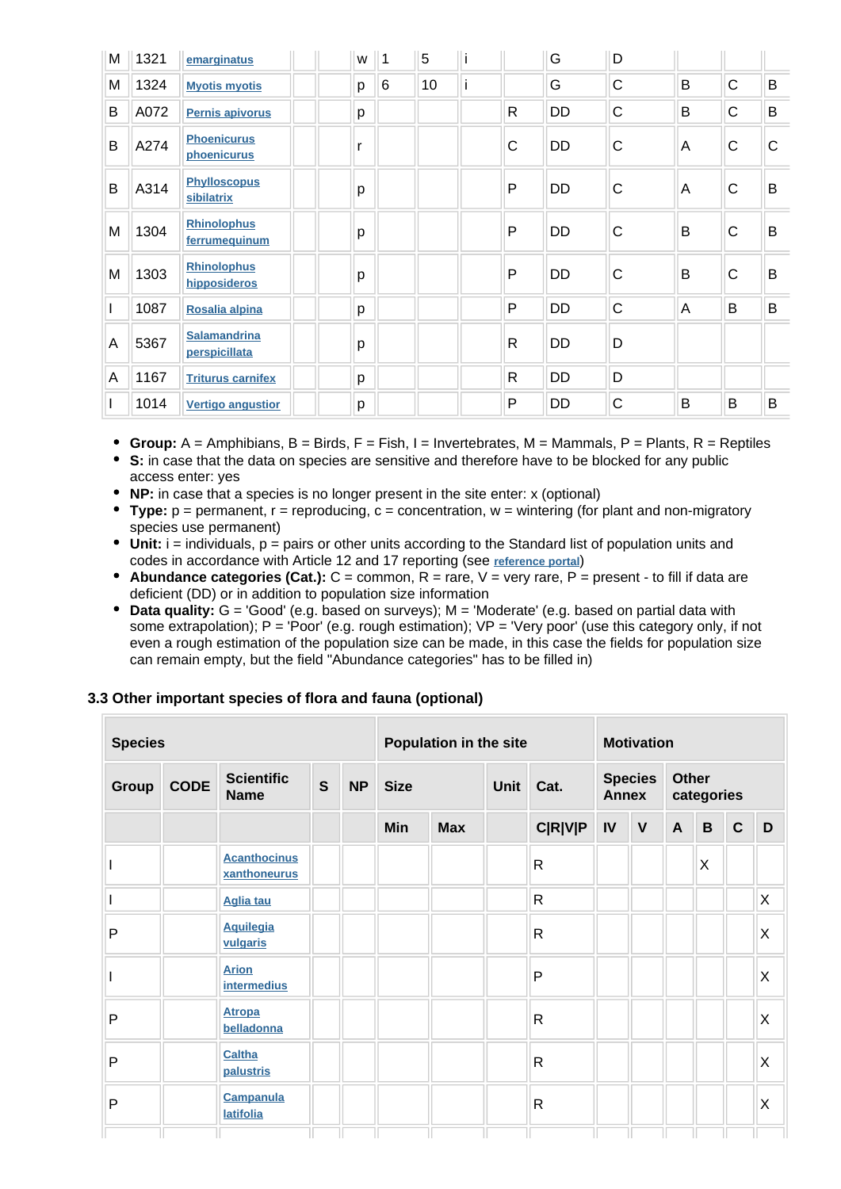| M | 1321 | emarginatus | | | w | 1 | 5 | i | | G | D | | | |
|---|---|---|---|---|---|---|---|---|---|---|---|---|---|---|
| M | 1324 | Myotis myotis | | | p | 6 | 10 | i | | G | C | B | C | B |
| B | A072 | Pernis apivorus | | | p | | | | R | DD | C | B | C | B |
| B | A274 | Phoenicurus phoenicurus | | | r | | | | C | DD | C | A | C | C |
| B | A314 | Phylloscopus sibilatrix | | | p | | | | P | DD | C | A | C | B |
| M | 1304 | Rhinolophus ferrumequinum | | | p | | | | P | DD | C | B | C | B |
| M | 1303 | Rhinolophus hipposideros | | | p | | | | P | DD | C | B | C | B |
| I | 1087 | Rosalia alpina | | | p | | | | P | DD | C | A | B | B |
| A | 5367 | Salamandrina perspicillata | | | p | | | | R | DD | D | | | |
| A | 1167 | Triturus carnifex | | | p | | | | R | DD | D | | | |
| I | 1014 | Vertigo angustior | | | p | | | | P | DD | C | B | B | B |

- **Group:** A = Amphibians, B = Birds, F = Fish, I = Invertebrates, M = Mammals, P = Plants, R = Reptiles
- **S:** in case that the data on species are sensitive and therefore have to be blocked for any public access enter: yes
- **NP:** in case that a species is no longer present in the site enter: x (optional)
- **Type:** p = permanent, r = reproducing, c = concentration, w = wintering (for plant and non-migratory species use permanent)
- **Unit:** i = individuals, p = pairs or other units according to the Standard list of population units and codes in accordance with Article 12 and 17 reporting (see reference portal)
- **Abundance categories (Cat.):** C = common, R = rare, V = very rare, P = present - to fill if data are deficient (DD) or in addition to population size information
- **Data quality:** G = 'Good' (e.g. based on surveys); M = 'Moderate' (e.g. based on partial data with some extrapolation); P = 'Poor' (e.g. rough estimation); VP = 'Very poor' (use this category only, if not even a rough estimation of the population size can be made, in this case the fields for population size can remain empty, but the field "Abundance categories" has to be filled in)

### 3.3 Other important species of flora and fauna (optional)

| Species | | | | | Population in the site | | | | Motivation | | | | | |
|---|---|---|---|---|---|---|---|---|---|---|---|---|---|---|
| Group | CODE | Scientific Name | S | NP | Size | | Unit | Cat. | Species Annex | | Other categories | | | |
| | | | | | Min | Max | | C\|R\|V\|P | IV | V | A | B | C | D |
| I | | Acanthocinus xanthoneurus | | | | | | R | | | | X | | |
| I | | Aglia tau | | | | | | R | | | | | | X |
| P | | Aquilegia vulgaris | | | | | | R | | | | | | X |
| I | | Arion intermedius | | | | | | P | | | | | | X |
| P | | Atropa belladonna | | | | | | R | | | | | | X |
| P | | Caltha palustris | | | | | | R | | | | | | X |
| P | | Campanula latifolia | | | | | | R | | | | | | X |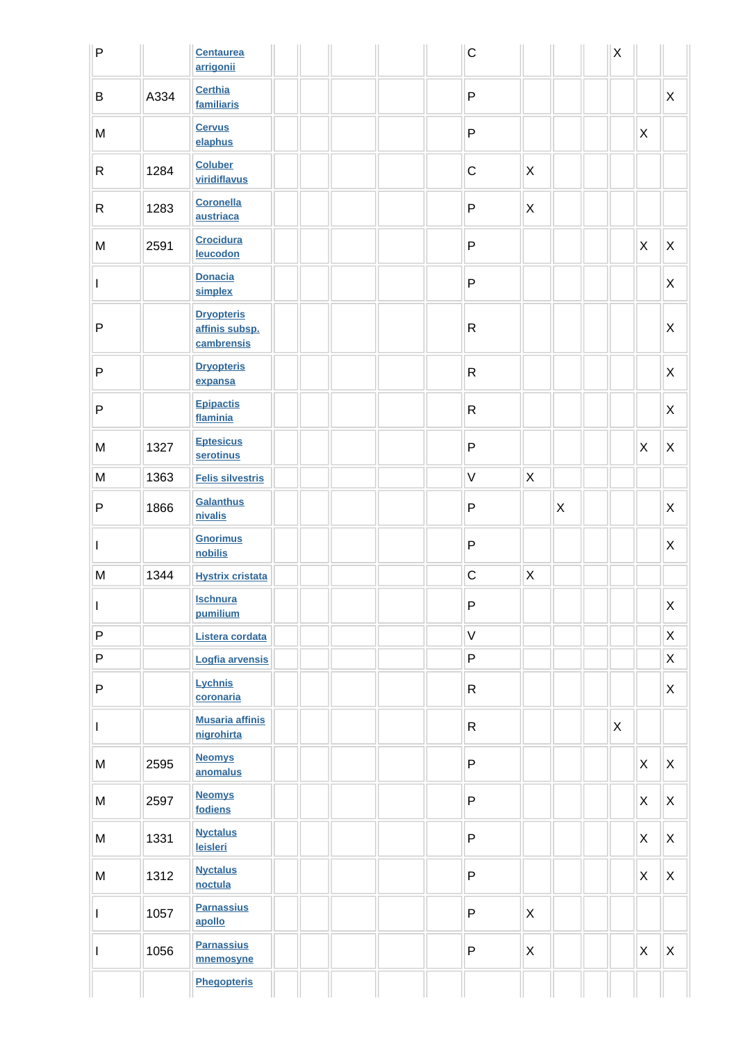| | | | | | | | | | | | | | | |
|---|---|---|---|---|---|---|---|---|---|---|---|---|---|---|
| P | | Centaurea arrigonii | | | | | | C | | | | X | | |
| B | A334 | Certhia familiaris | | | | | | P | | | | | | X |
| M | | Cervus elaphus | | | | | | P | | | | | X | |
| R | 1284 | Coluber viridiflavus | | | | | | C | X | | | | | |
| R | 1283 | Coronella austriaca | | | | | | P | X | | | | | |
| M | 2591 | Crocidura leucodon | | | | | | P | | | | | X | X |
| I | | Donacia simplex | | | | | | P | | | | | | X |
| P | | Dryopteris affinis subsp. cambrensis | | | | | | R | | | | | | X |
| P | | Dryopteris expansa | | | | | | R | | | | | | X |
| P | | Epipactis flaminia | | | | | | R | | | | | | X |
| M | 1327 | Eptesicus serotinus | | | | | | P | | | | | X | X |
| M | 1363 | Felis silvestris | | | | | | V | X | | | | | |
| P | 1866 | Galanthus nivalis | | | | | | P | | X | | | | X |
| I | | Gnorimus nobilis | | | | | | P | | | | | | X |
| M | 1344 | Hystrix cristata | | | | | | C | X | | | | | |
| I | | Ischnura pumilium | | | | | | P | | | | | | X |
| P | | Listera cordata | | | | | | V | | | | | | X |
| P | | Logfia arvensis | | | | | | P | | | | | | X |
| P | | Lychnis coronaria | | | | | | R | | | | | | X |
| I | | Musaria affinis nigrohirta | | | | | | R | | | | X | | |
| M | 2595 | Neomys anomalus | | | | | | P | | | | | X | X |
| M | 2597 | Neomys fodiens | | | | | | P | | | | | X | X |
| M | 1331 | Nyctalus leisleri | | | | | | P | | | | | X | X |
| M | 1312 | Nyctalus noctula | | | | | | P | | | | | X | X |
| I | 1057 | Parnassius apollo | | | | | | P | X | | | | | |
| I | 1056 | Parnassius mnemosyne | | | | | | P | X | | | | X | X |
| | | Phegopteris | | | | | | | | | | | | |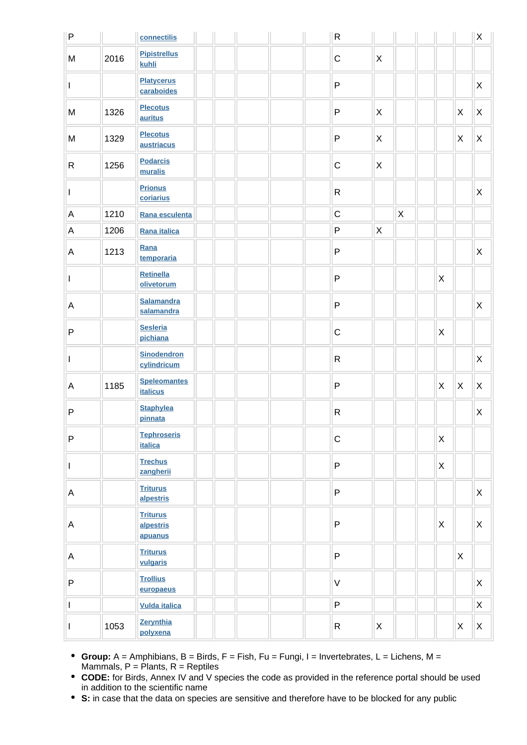| | | | | | | | | | | | | | | |
|---|---|---|---|---|---|---|---|---|---|---|---|---|---|---|
| P | | connectilis | | | | | | R | | | | | | X |
| M | 2016 | Pipistrellus kuhli | | | | | | C | X | | | | | |
| I | | Platycerus caraboides | | | | | | P | | | | | | X |
| M | 1326 | Plecotus auritus | | | | | | P | X | | | | X | X |
| M | 1329 | Plecotus austriacus | | | | | | P | X | | | | X | X |
| R | 1256 | Podarcis muralis | | | | | | C | X | | | | | |
| I | | Prionus coriarius | | | | | | R | | | | | | X |
| A | 1210 | Rana esculenta | | | | | | C | | X | | | | |
| A | 1206 | Rana italica | | | | | | P | X | | | | | |
| A | 1213 | Rana temporaria | | | | | | P | | | | | | X |
| I | | Retinella olivetorum | | | | | | P | | | | X | | |
| A | | Salamandra salamandra | | | | | | P | | | | | | X |
| P | | Sesleria pichiana | | | | | | C | | | | X | | |
| I | | Sinodendron cylindricum | | | | | | R | | | | | | X |
| A | 1185 | Speleomantes italicus | | | | | | P | | | | X | X | X |
| P | | Staphylea pinnata | | | | | | R | | | | | | X |
| P | | Tephroseris italica | | | | | | C | | | | X | | |
| I | | Trechus zangherii | | | | | | P | | | | X | | |
| A | | Triturus alpestris | | | | | | P | | | | | | X |
| A | | Triturus alpestris apuanus | | | | | | P | | | | X | | X |
| A | | Triturus vulgaris | | | | | | P | | | | | X | |
| P | | Trollius europaeus | | | | | | V | | | | | | X |
| I | | Vulda italica | | | | | | P | | | | | | X |
| I | 1053 | Zerynthia polyxena | | | | | | R | X | | | | X | X |

- **Group:** A = Amphibians, B = Birds, F = Fish, Fu = Fungi, I = Invertebrates, L = Lichens, M = Mammals, P = Plants, R = Reptiles
- **CODE:** for Birds, Annex IV and V species the code as provided in the reference portal should be used in addition to the scientific name
- **S:** in case that the data on species are sensitive and therefore have to be blocked for any public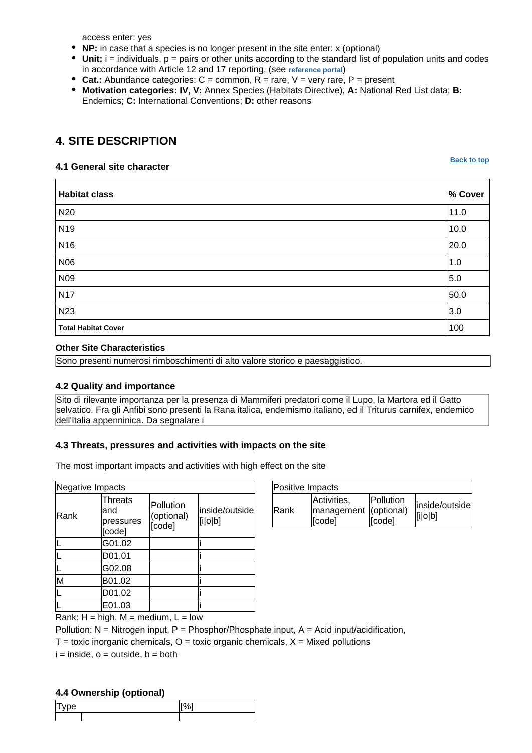access enter: yes

- **NP:** in case that a species is no longer present in the site enter: x (optional)
- **Unit:** i = individuals, p = pairs or other units according to the standard list of population units and codes in accordance with Article 12 and 17 reporting, (see reference portal)
- **Cat.:** Abundance categories: C = common, R = rare, V = very rare, P = present
- **Motivation categories: IV, V:** Annex Species (Habitats Directive), **A:** National Red List data; **B:** Endemics; **C:** International Conventions; **D:** other reasons

## 4. SITE DESCRIPTION

Back to top

### 4.1 General site character

| Habitat class | % Cover |
|---|---|
| N20 | 11.0 |
| N19 | 10.0 |
| N16 | 20.0 |
| N06 | 1.0 |
| N09 | 5.0 |
| N17 | 50.0 |
| N23 | 3.0 |
| **Total Habitat Cover** | 100 |

**Other Site Characteristics**

Sono presenti numerosi rimboschimenti di alto valore storico e paesaggistico.

### 4.2 Quality and importance

Sito di rilevante importanza per la presenza di Mammiferi predatori come il Lupo, la Martora ed il Gatto selvatico. Fra gli Anfibi sono presenti la Rana italica, endemismo italiano, ed il Triturus carnifex, endemico dell'Italia appenninica. Da segnalare i

### 4.3 Threats, pressures and activities with impacts on the site

The most important impacts and activities with high effect on the site

| Negative Impacts | | | |
|---|---|---|---|
| Rank | Threats and pressures [code] | Pollution (optional) [code] | inside/outside [i\|o\|b] |
| L | G01.02 | | i |
| L | D01.01 | | i |
| L | G02.08 | | i |
| M | B01.02 | | i |
| L | D01.02 | | i |
| L | E01.03 | | i |

| Positive Impacts | | | |
|---|---|---|---|
| Rank | Activities, management [code] | Pollution (optional) [code] | inside/outside [i\|o\|b] |

Rank: H = high, M = medium, L = low

Pollution: N = Nitrogen input, P = Phosphor/Phosphate input, A = Acid input/acidification,

T = toxic inorganic chemicals, O = toxic organic chemicals, X = Mixed pollutions

i = inside, o = outside, b = both

### 4.4 Ownership (optional)

| Type | | [%] |
|---|---|---|
| | | |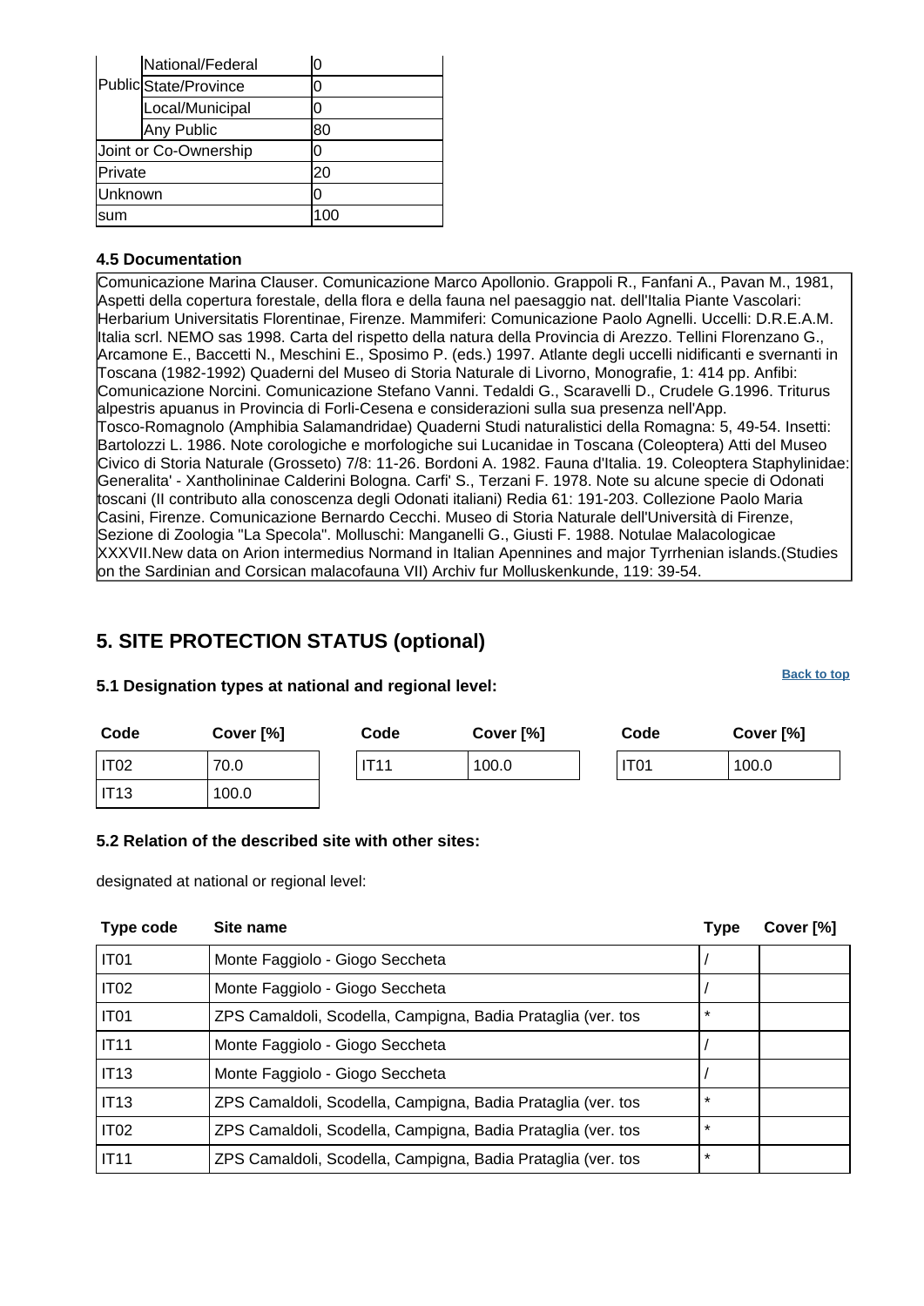| | | |
|---|---|---|
| Public | National/Federal | 0 |
| | State/Province | 0 |
| | Local/Municipal | 0 |
| | Any Public | 80 |
| Joint or Co-Ownership | | 0 |
| Private | | 20 |
| Unknown | | 0 |
| sum | | 100 |

### 4.5 Documentation

Comunicazione Marina Clauser. Comunicazione Marco Apollonio. Grappoli R., Fanfani A., Pavan M., 1981, Aspetti della copertura forestale, della flora e della fauna nel paesaggio nat. dell'Italia Piante Vascolari: Herbarium Universitatis Florentinae, Firenze. Mammiferi: Comunicazione Paolo Agnelli. Uccelli: D.R.E.A.M. Italia scrl. NEMO sas 1998. Carta del rispetto della natura della Provincia di Arezzo. Tellini Florenzano G., Arcamone E., Baccetti N., Meschini E., Sposimo P. (eds.) 1997. Atlante degli uccelli nidificanti e svernanti in Toscana (1982-1992) Quaderni del Museo di Storia Naturale di Livorno, Monografie, 1: 414 pp. Anfibi: Comunicazione Norcini. Comunicazione Stefano Vanni. Tedaldi G., Scaravelli D., Crudele G.1996. Triturus alpestris apuanus in Provincia di Forlì-Cesena e considerazioni sulla sua presenza nell'App. Tosco-Romagnolo (Amphibia Salamandridae) Quaderni Studi naturalistici della Romagna: 5, 49-54. Insetti: Bartolozzi L. 1986. Note corologiche e morfologiche sui Lucanidae in Toscana (Coleoptera) Atti del Museo Civico di Storia Naturale (Grosseto) 7/8: 11-26. Bordoni A. 1982. Fauna d'Italia. 19. Coleoptera Staphylinidae: Generalita' - Xantholininae Calderini Bologna. Carfi' S., Terzani F. 1978. Note su alcune specie di Odonati toscani (II contributo alla conoscenza degli Odonati italiani) Redia 61: 191-203. Collezione Paolo Maria Casini, Firenze. Comunicazione Bernardo Cecchi. Museo di Storia Naturale dell'Università di Firenze, Sezione di Zoologia "La Specola". Molluschi: Manganelli G., Giusti F. 1988. Notulae Malacologicae XXXVII.New data on Arion intermedius Normand in Italian Apennines and major Tyrrhenian islands.(Studies on the Sardinian and Corsican malacofauna VII) Archiv fur Molluskenkunde, 119: 39-54.

## 5. SITE PROTECTION STATUS (optional)

### 5.1 Designation types at national and regional level:

| Code | Cover [%] | Code | Cover [%] | Code | Cover [%] |
|---|---|---|---|---|---|
| IT02 | 70.0 | IT11 | 100.0 | IT01 | 100.0 |
| IT13 | 100.0 | | | | |

### 5.2 Relation of the described site with other sites:

designated at national or regional level:

| Type code | Site name | Type | Cover [%] |
|---|---|---|---|
| IT01 | Monte Faggiolo - Giogo Seccheta | / | |
| IT02 | Monte Faggiolo - Giogo Seccheta | / | |
| IT01 | ZPS Camaldoli, Scodella, Campigna, Badia Prataglia (ver. tos | * | |
| IT11 | Monte Faggiolo - Giogo Seccheta | / | |
| IT13 | Monte Faggiolo - Giogo Seccheta | / | |
| IT13 | ZPS Camaldoli, Scodella, Campigna, Badia Prataglia (ver. tos | * | |
| IT02 | ZPS Camaldoli, Scodella, Campigna, Badia Prataglia (ver. tos | * | |
| IT11 | ZPS Camaldoli, Scodella, Campigna, Badia Prataglia (ver. tos | * | |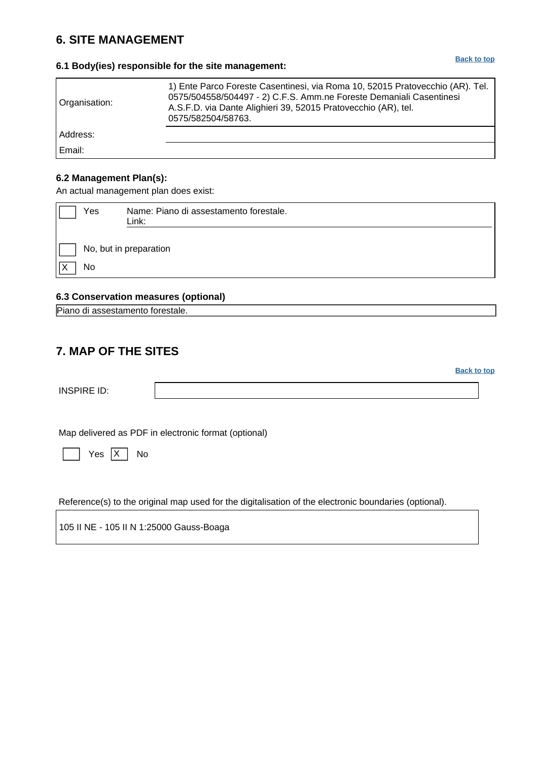## 6. SITE MANAGEMENT

Back to top

### 6.1 Body(ies) responsible for the site management:

| | |
|---|---|
| Organisation: | 1) Ente Parco Foreste Casentinesi, via Roma 10, 52015 Pratovecchio (AR). Tel. 0575/504558/504497 - 2) C.F.S. Amm.ne Foreste Demaniali Casentinesi A.S.F.D. via Dante Alighieri 39, 52015 Pratovecchio (AR), tel. 0575/582504/58763. |
| Address: | |
| Email: | |

### 6.2 Management Plan(s):

An actual management plan does exist:

| | | |
|---|---|---|
| [ ] | Yes | Name: Piano di assestamento forestale.<br>Link: |
| [ ] | No, but in preparation | |
| [X] | No | |

### 6.3 Conservation measures (optional)

Piano di assestamento forestale.

## 7. MAP OF THE SITES

Back to top

INSPIRE ID:

Map delivered as PDF in electronic format (optional)

[ ] Yes [X] No

Reference(s) to the original map used for the digitalisation of the electronic boundaries (optional).

105 II NE - 105 II N 1:25000 Gauss-Boaga